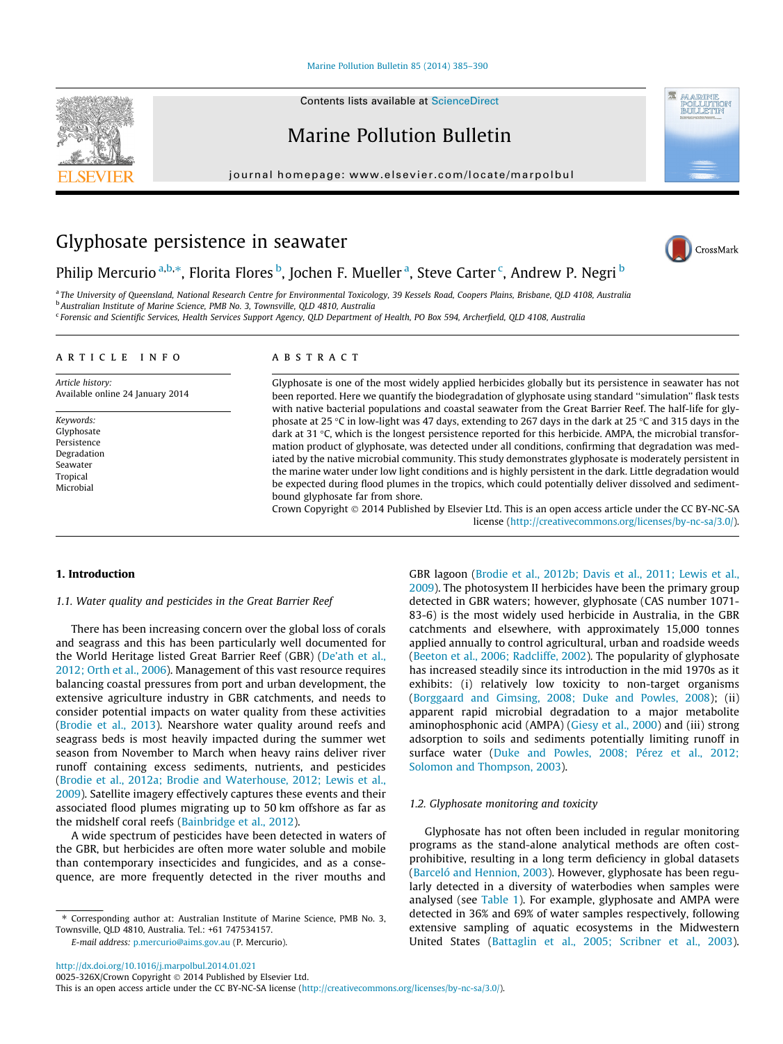# Glyphosate persistence in seawater

Philip Mercurio [a,b,*], Florita Flores [b], Jochen F. Mueller [a], Steve Carter [c], Andrew P. Negri [b]

[a] The University of Queensland, National Research Centre for Environmental Toxicology, 39 Kessels Road, Coopers Plains, Brisbane, QLD 4108, Australia
[b] Australian Institute of Marine Science, PMB No. 3, Townsville, QLD 4810, Australia
[c] Forensic and Scientific Services, Health Services Support Agency, QLD Department of Health, PO Box 594, Archerfield, QLD 4108, Australia

## ARTICLE INFO

*Article history:*
Available online 24 January 2014

*Keywords:*
Glyphosate
Persistence
Degradation
Seawater
Tropical
Microbial

## ABSTRACT

Glyphosate is one of the most widely applied herbicides globally but its persistence in seawater has not been reported. Here we quantify the biodegradation of glyphosate using standard "simulation" flask tests with native bacterial populations and coastal seawater from the Great Barrier Reef. The half-life for glyphosate at 25 °C in low-light was 47 days, extending to 267 days in the dark at 25 °C and 315 days in the dark at 31 °C, which is the longest persistence reported for this herbicide. AMPA, the microbial transformation product of glyphosate, was detected under all conditions, confirming that degradation was mediated by the native microbial community. This study demonstrates glyphosate is moderately persistent in the marine water under low light conditions and is highly persistent in the dark. Little degradation would be expected during flood plumes in the tropics, which could potentially deliver dissolved and sediment-bound glyphosate far from shore.

Crown Copyright © 2014 Published by Elsevier Ltd. This is an open access article under the CC BY-NC-SA license (http://creativecommons.org/licenses/by-nc-sa/3.0/).

## 1. Introduction

### 1.1. Water quality and pesticides in the Great Barrier Reef

There has been increasing concern over the global loss of corals and seagrass and this has been particularly well documented for the World Heritage listed Great Barrier Reef (GBR) (De'ath et al., 2012; Orth et al., 2006). Management of this vast resource requires balancing coastal pressures from port and urban development, the extensive agriculture industry in GBR catchments, and needs to consider potential impacts on water quality from these activities (Brodie et al., 2013). Nearshore water quality around reefs and seagrass beds is most heavily impacted during the summer wet season from November to March when heavy rains deliver river runoff containing excess sediments, nutrients, and pesticides (Brodie et al., 2012a; Brodie and Waterhouse, 2012; Lewis et al., 2009). Satellite imagery effectively captures these events and their associated flood plumes migrating up to 50 km offshore as far as the midshelf coral reefs (Bainbridge et al., 2012).

A wide spectrum of pesticides have been detected in waters of the GBR, but herbicides are often more water soluble and mobile than contemporary insecticides and fungicides, and as a consequence, are more frequently detected in the river mouths and GBR lagoon (Brodie et al., 2012b; Davis et al., 2011; Lewis et al., 2009). The photosystem II herbicides have been the primary group detected in GBR waters; however, glyphosate (CAS number 1071-83-6) is the most widely used herbicide in Australia, in the GBR catchments and elsewhere, with approximately 15,000 tonnes applied annually to control agricultural, urban and roadside weeds (Beeton et al., 2006; Radcliffe, 2002). The popularity of glyphosate has increased steadily since its introduction in the mid 1970s as it exhibits: (i) relatively low toxicity to non-target organisms (Borggaard and Gimsing, 2008; Duke and Powles, 2008); (ii) apparent rapid microbial degradation to a major metabolite aminophosphonic acid (AMPA) (Giesy et al., 2000) and (iii) strong adsorption to soils and sediments potentially limiting runoff in surface water (Duke and Powles, 2008; Pérez et al., 2012; Solomon and Thompson, 2003).

### 1.2. Glyphosate monitoring and toxicity

Glyphosate has not often been included in regular monitoring programs as the stand-alone analytical methods are often cost-prohibitive, resulting in a long term deficiency in global datasets (Barceló and Hennion, 2003). However, glyphosate has been regularly detected in a diversity of waterbodies when samples were analysed (see Table 1). For example, glyphosate and AMPA were detected in 36% and 69% of water samples respectively, following extensive sampling of aquatic ecosystems in the Midwestern United States (Battaglin et al., 2005; Scribner et al., 2003).

* Corresponding author at: Australian Institute of Marine Science, PMB No. 3, Townsville, QLD 4810, Australia. Tel.: +61 747534157.
E-mail address: p.mercurio@aims.gov.au (P. Mercurio).

http://dx.doi.org/10.1016/j.marpolbul.2014.01.021
0025-326X/Crown Copyright © 2014 Published by Elsevier Ltd.
This is an open access article under the CC BY-NC-SA license (http://creativecommons.org/licenses/by-nc-sa/3.0/).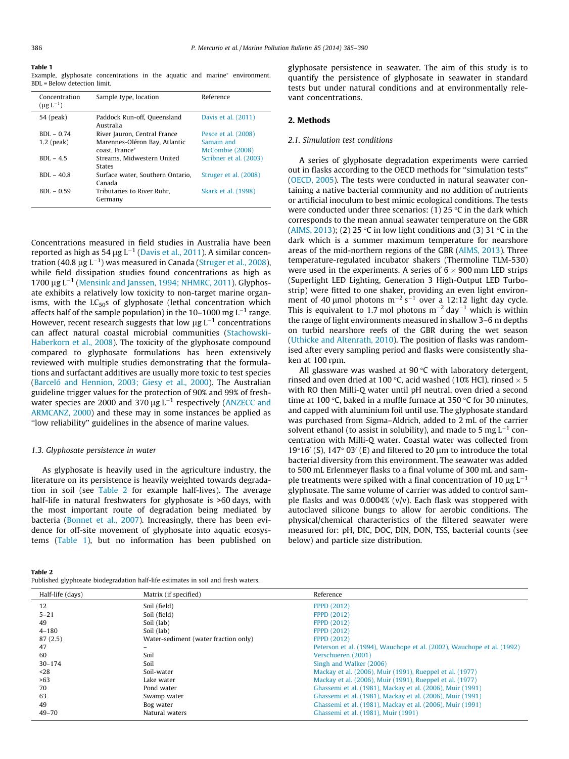**Table 1**
Example, glyphosate concentrations in the aquatic and marine* environment. BDL = Below detection limit.

| Concentration ($\mu g\ L^{-1}$) | Sample type, location | Reference |
|---|---|---|
| 54 (peak) | Paddock Run-off, Queensland Australia | Davis et al. (2011) |
| BDL – 0.74 | River Jauron, Central France | Pesce et al. (2008) |
| 1.2 (peak) | Marennes-Oléron Bay, Atlantic coast, France* | Samain and McCombie (2008) |
| BDL – 4.5 | Streams, Midwestern United States | Scribner et al. (2003) |
| BDL – 40.8 | Surface water, Southern Ontario, Canada | Struger et al. (2008) |
| BDL – 0.59 | Tributaries to River Ruhr, Germany | Skark et al. (1998) |

Concentrations measured in field studies in Australia have been reported as high as 54 $\mu g\ L^{-1}$ (Davis et al., 2011). A similar concentration (40.8 $\mu g\ L^{-1}$) was measured in Canada (Struger et al., 2008), while field dissipation studies found concentrations as high as 1700 $\mu g\ L^{-1}$ (Mensink and Janssen, 1994; NHMRC, 2011). Glyphosate exhibits a relatively low toxicity to non-target marine organisms, with the $LC_{50}$s of glyphosate (lethal concentration which affects half of the sample population) in the 10–1000 $mg\ L^{-1}$ range. However, recent research suggests that low $\mu g\ L^{-1}$ concentrations can affect natural coastal microbial communities (Stachowski-Haberkorn et al., 2008). The toxicity of the glyphosate compound compared to glyphosate formulations has been extensively reviewed with multiple studies demonstrating that the formulations and surfactant additives are usually more toxic to test species (Barceló and Hennion, 2003; Giesy et al., 2000). The Australian guideline trigger values for the protection of 90% and 99% of freshwater species are 2000 and 370 $\mu g\ L^{-1}$ respectively (ANZECC and ARMCANZ, 2000) and these may in some instances be applied as "low reliability" guidelines in the absence of marine values.

### 1.3. Glyphosate persistence in water

As glyphosate is heavily used in the agriculture industry, the literature on its persistence is heavily weighted towards degradation in soil (see Table 2 for example half-lives). The average half-life in natural freshwaters for glyphosate is >60 days, with the most important route of degradation being mediated by bacteria (Bonnet et al., 2007). Increasingly, there has been evidence for off-site movement of glyphosate into aquatic ecosystems (Table 1), but no information has been published on glyphosate persistence in seawater. The aim of this study is to quantify the persistence of glyphosate in seawater in standard tests but under natural conditions and at environmentally relevant concentrations.

## 2. Methods

### 2.1. Simulation test conditions

A series of glyphosate degradation experiments were carried out in flasks according to the OECD methods for "simulation tests" (OECD, 2005). The tests were conducted in natural seawater containing a native bacterial community and no addition of nutrients or artificial inoculum to best mimic ecological conditions. The tests were conducted under three scenarios: (1) 25 °C in the dark which corresponds to the mean annual seawater temperature on the GBR (AIMS, 2013); (2) 25 °C in low light conditions and (3) 31 °C in the dark which is a summer maximum temperature for nearshore areas of the mid-northern regions of the GBR (AIMS, 2013). Three temperature-regulated incubator shakers (Thermoline TLM-530) were used in the experiments. A series of 6 × 900 mm LED strips (Superlight LED Lighting, Generation 3 High-Output LED Turbo-strip) were fitted to one shaker, providing an even light environment of 40 $\mu mol$ photons $m^{-2}\ s^{-1}$ over a 12:12 light day cycle. This is equivalent to 1.7 mol photons $m^{-2}\ day^{-1}$ which is within the range of light environments measured in shallow 3–6 m depths on turbid nearshore reefs of the GBR during the wet season (Uthicke and Altenrath, 2010). The position of flasks was randomised after every sampling period and flasks were consistently shaken at 100 rpm.

All glassware was washed at 90 °C with laboratory detergent, rinsed and oven dried at 100 °C, acid washed (10% HCl), rinsed × 5 with RO then Milli-Q water until pH neutral, oven dried a second time at 100 °C, baked in a muffle furnace at 350 °C for 30 minutes, and capped with aluminium foil until use. The glyphosate standard was purchased from Sigma–Aldrich, added to 2 mL of the carrier solvent ethanol (to assist in solubility), and made to 5 $mg\ L^{-1}$ concentration with Milli-Q water. Coastal water was collected from 19°16′ (S), 147° 03′ (E) and filtered to 20 $\mu m$ to introduce the total bacterial diversity from this environment. The seawater was added to 500 mL Erlenmeyer flasks to a final volume of 300 mL and sample treatments were spiked with a final concentration of 10 $\mu g\ L^{-1}$ glyphosate. The same volume of carrier was added to control sample flasks and was 0.0004% (v/v). Each flask was stoppered with autoclaved silicone bungs to allow for aerobic conditions. The physical/chemical characteristics of the filtered seawater were measured for: pH, DIC, DOC, DIN, DON, TSS, bacterial counts (see below) and particle size distribution.

**Table 2**
Published glyphosate biodegradation half-life estimates in soil and fresh waters.

| Half-life (days) | Matrix (if specified) | Reference |
|---|---|---|
| 12 | Soil (field) | FPPD (2012) |
| 5–21 | Soil (field) | FPPD (2012) |
| 49 | Soil (lab) | FPPD (2012) |
| 4–180 | Soil (lab) | FPPD (2012) |
| 87 (2.5) | Water-sediment (water fraction only) | FPPD (2012) |
| 47 | – | Peterson et al. (1994), Wauchope et al. (2002), Wauchope et al. (1992) |
| 60 | Soil | Verschueren (2001) |
| 30–174 | Soil | Singh and Walker (2006) |
| <28 | Soil-water | Mackay et al. (2006), Muir (1991), Rueppel et al. (1977) |
| >63 | Lake water | Mackay et al. (2006), Muir (1991), Rueppel et al. (1977) |
| 70 | Pond water | Ghassemi et al. (1981), Mackay et al. (2006), Muir (1991) |
| 63 | Swamp water | Ghassemi et al. (1981), Mackay et al. (2006), Muir (1991) |
| 49 | Bog water | Ghassemi et al. (1981), Mackay et al. (2006), Muir (1991) |
| 49–70 | Natural waters | Ghassemi et al. (1981), Muir (1991) |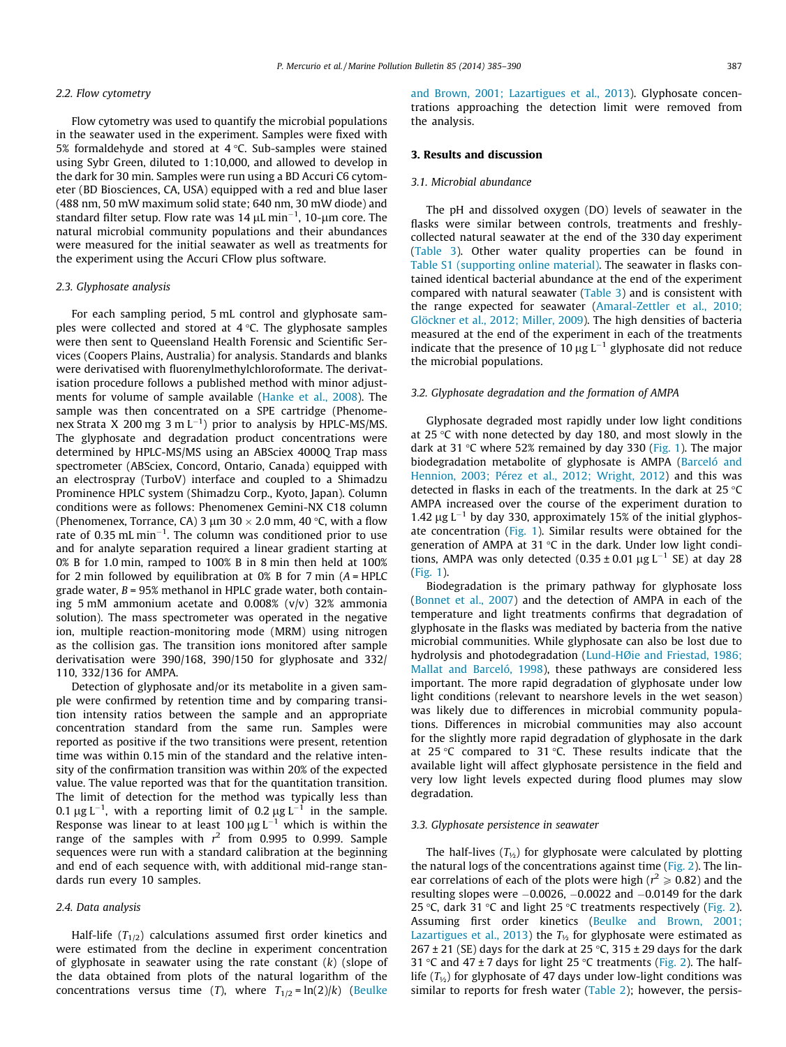### 2.2. Flow cytometry

Flow cytometry was used to quantify the microbial populations in the seawater used in the experiment. Samples were fixed with 5% formaldehyde and stored at 4 °C. Sub-samples were stained using Sybr Green, diluted to 1:10,000, and allowed to develop in the dark for 30 min. Samples were run using a BD Accuri C6 cytometer (BD Biosciences, CA, USA) equipped with a red and blue laser (488 nm, 50 mW maximum solid state; 640 nm, 30 mW diode) and standard filter setup. Flow rate was 14 μL min$^{-1}$, 10-μm core. The natural microbial community populations and their abundances were measured for the initial seawater as well as treatments for the experiment using the Accuri CFlow plus software.

### 2.3. Glyphosate analysis

For each sampling period, 5 mL control and glyphosate samples were collected and stored at 4 °C. The glyphosate samples were then sent to Queensland Health Forensic and Scientific Services (Coopers Plains, Australia) for analysis. Standards and blanks were derivatised with fluorenylmethylchloroformate. The derivatisation procedure follows a published method with minor adjustments for volume of sample available (Hanke et al., 2008). The sample was then concentrated on a SPE cartridge (Phenomenex Strata X 200 mg 3 m L$^{-1}$) prior to analysis by HPLC-MS/MS. The glyphosate and degradation product concentrations were determined by HPLC-MS/MS using an ABSciex 4000Q Trap mass spectrometer (ABSciex, Concord, Ontario, Canada) equipped with an electrospray (TurboV) interface and coupled to a Shimadzu Prominence HPLC system (Shimadzu Corp., Kyoto, Japan). Column conditions were as follows: Phenomenex Gemini-NX C18 column (Phenomenex, Torrance, CA) 3 μm 30 × 2.0 mm, 40 °C, with a flow rate of 0.35 mL min$^{-1}$. The column was conditioned prior to use and for analyte separation required a linear gradient starting at 0% B for 1.0 min, ramped to 100% B in 8 min then held at 100% for 2 min followed by equilibration at 0% B for 7 min (*A* = HPLC grade water, *B* = 95% methanol in HPLC grade water, both containing 5 mM ammonium acetate and 0.008% (v/v) 32% ammonia solution). The mass spectrometer was operated in the negative ion, multiple reaction-monitoring mode (MRM) using nitrogen as the collision gas. The transition ions monitored after sample derivatisation were 390/168, 390/150 for glyphosate and 332/110, 332/136 for AMPA.

Detection of glyphosate and/or its metabolite in a given sample were confirmed by retention time and by comparing transition intensity ratios between the sample and an appropriate concentration standard from the same run. Samples were reported as positive if the two transitions were present, retention time was within 0.15 min of the standard and the relative intensity of the confirmation transition was within 20% of the expected value. The value reported was that for the quantitation transition. The limit of detection for the method was typically less than 0.1 μg L$^{-1}$, with a reporting limit of 0.2 μg L$^{-1}$ in the sample. Response was linear to at least 100 μg L$^{-1}$ which is within the range of the samples with $r^2$ from 0.995 to 0.999. Sample sequences were run with a standard calibration at the beginning and end of each sequence with, with additional mid-range standards run every 10 samples.

### 2.4. Data analysis

Half-life ($T_{1/2}$) calculations assumed first order kinetics and were estimated from the decline in experiment concentration of glyphosate in seawater using the rate constant ($k$) (slope of the data obtained from plots of the natural logarithm of the concentrations versus time ($T$), where $T_{1/2} = \ln(2)/k$) (Beulke and Brown, 2001; Lazartigues et al., 2013). Glyphosate concentrations approaching the detection limit were removed from the analysis.

## 3. Results and discussion

### 3.1. Microbial abundance

The pH and dissolved oxygen (DO) levels of seawater in the flasks were similar between controls, treatments and freshly-collected natural seawater at the end of the 330 day experiment (Table 3). Other water quality properties can be found in Table S1 (supporting online material). The seawater in flasks contained identical bacterial abundance at the end of the experiment compared with natural seawater (Table 3) and is consistent with the range expected for seawater (Amaral-Zettler et al., 2010; Glöckner et al., 2012; Miller, 2009). The high densities of bacteria measured at the end of the experiment in each of the treatments indicate that the presence of 10 μg L$^{-1}$ glyphosate did not reduce the microbial populations.

### 3.2. Glyphosate degradation and the formation of AMPA

Glyphosate degraded most rapidly under low light conditions at 25 °C with none detected by day 180, and most slowly in the dark at 31 °C where 52% remained by day 330 (Fig. 1). The major biodegradation metabolite of glyphosate is AMPA (Barceló and Hennion, 2003; Pérez et al., 2012; Wright, 2012) and this was detected in flasks in each of the treatments. In the dark at 25 °C AMPA increased over the course of the experiment duration to 1.42 μg L$^{-1}$ by day 330, approximately 15% of the initial glyphosate concentration (Fig. 1). Similar results were obtained for the generation of AMPA at 31 °C in the dark. Under low light conditions, AMPA was only detected (0.35 ± 0.01 μg L$^{-1}$ SE) at day 28 (Fig. 1).

Biodegradation is the primary pathway for glyphosate loss (Bonnet et al., 2007) and the detection of AMPA in each of the temperature and light treatments confirms that degradation of glyphosate in the flasks was mediated by bacteria from the native microbial communities. While glyphosate can also be lost due to hydrolysis and photodegradation (Lund-HØie and Friestad, 1986; Mallat and Barceló, 1998), these pathways are considered less important. The more rapid degradation of glyphosate under low light conditions (relevant to nearshore levels in the wet season) was likely due to differences in microbial community populations. Differences in microbial communities may also account for the slightly more rapid degradation of glyphosate in the dark at 25 °C compared to 31 °C. These results indicate that the available light will affect glyphosate persistence in the field and very low light levels expected during flood plumes may slow degradation.

### 3.3. Glyphosate persistence in seawater

The half-lives ($T_{½}$) for glyphosate were calculated by plotting the natural logs of the concentrations against time (Fig. 2). The linear correlations of each of the plots were high ($r^2 \geqslant 0.82$) and the resulting slopes were −0.0026, −0.0022 and −0.0149 for the dark 25 °C, dark 31 °C and light 25 °C treatments respectively (Fig. 2). Assuming first order kinetics (Beulke and Brown, 2001; Lazartigues et al., 2013) the $T_{½}$ for glyphosate were estimated as 267 ± 21 (SE) days for the dark at 25 °C, 315 ± 29 days for the dark 31 °C and 47 ± 7 days for light 25 °C treatments (Fig. 2). The half-life ($T_{½}$) for glyphosate of 47 days under low-light conditions was similar to reports for fresh water (Table 2); however, the persis-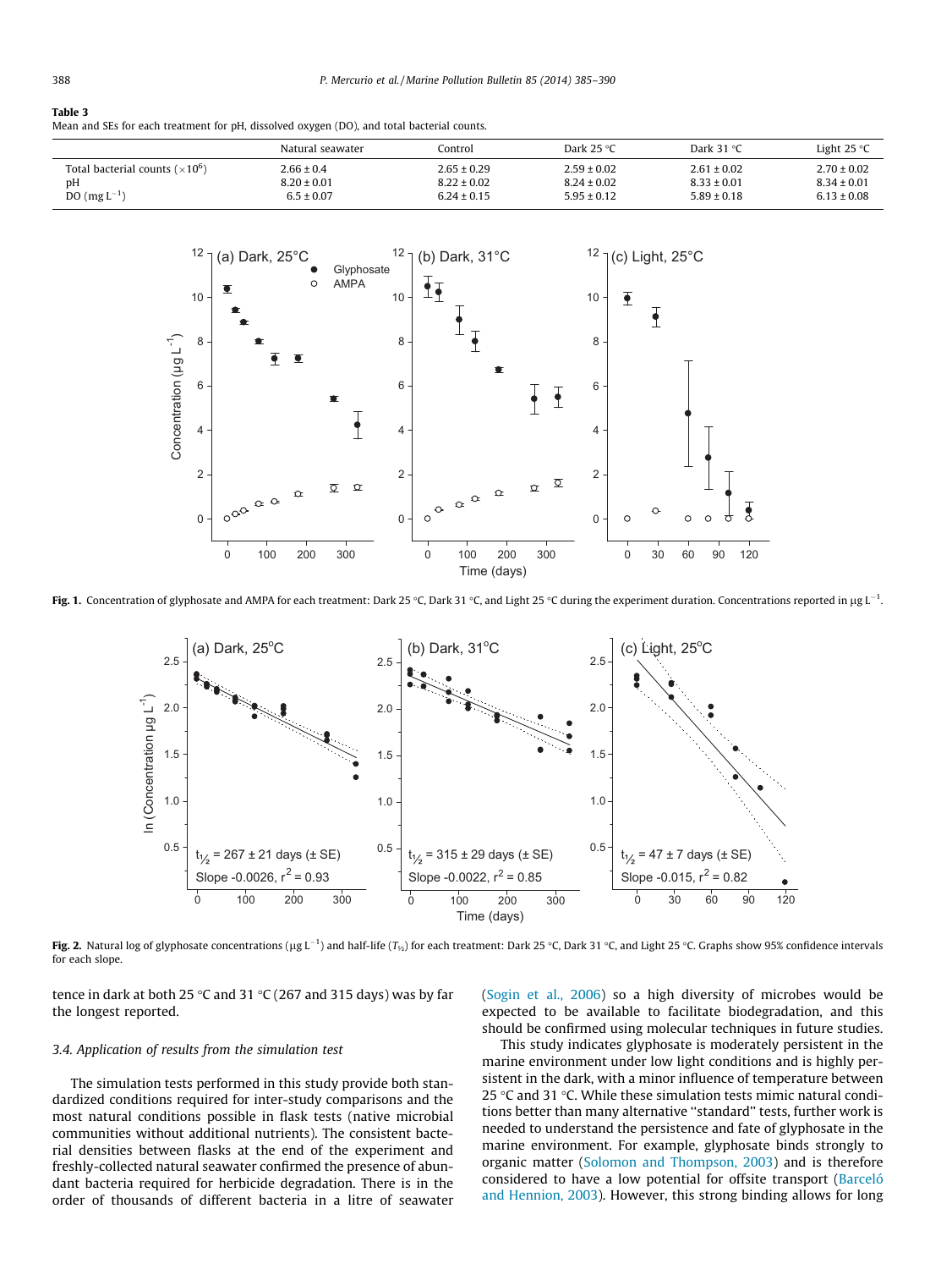**Table 3**
Mean and SEs for each treatment for pH, dissolved oxygen (DO), and total bacterial counts.

| | Natural seawater | Control | Dark 25 °C | Dark 31 °C | Light 25 °C |
|---|---|---|---|---|---|
| Total bacterial counts ($\times 10^6$) | 2.66 ± 0.4 | 2.65 ± 0.29 | 2.59 ± 0.02 | 2.61 ± 0.02 | 2.70 ± 0.02 |
| pH | 8.20 ± 0.01 | 8.22 ± 0.02 | 8.24 ± 0.02 | 8.33 ± 0.01 | 8.34 ± 0.01 |
| DO (mg $L^{-1}$) | 6.5 ± 0.07 | 6.24 ± 0.15 | 5.95 ± 0.12 | 5.89 ± 0.18 | 6.13 ± 0.08 |

**Fig. 1.** Concentration of glyphosate and AMPA for each treatment: Dark 25 °C, Dark 31 °C, and Light 25 °C during the experiment duration. Concentrations reported in μg $L^{-1}$.

**Fig. 2.** Natural log of glyphosate concentrations (μg $L^{-1}$) and half-life ($T_{½}$) for each treatment: Dark 25 °C, Dark 31 °C, and Light 25 °C. Graphs show 95% confidence intervals for each slope.

tence in dark at both 25 °C and 31 °C (267 and 315 days) was by far the longest reported.

### 3.4. Application of results from the simulation test

The simulation tests performed in this study provide both standardized conditions required for inter-study comparisons and the most natural conditions possible in flask tests (native microbial communities without additional nutrients). The consistent bacterial densities between flasks at the end of the experiment and freshly-collected natural seawater confirmed the presence of abundant bacteria required for herbicide degradation. There is in the order of thousands of different bacteria in a litre of seawater (Sogin et al., 2006) so a high diversity of microbes would be expected to be available to facilitate biodegradation, and this should be confirmed using molecular techniques in future studies.

This study indicates glyphosate is moderately persistent in the marine environment under low light conditions and is highly persistent in the dark, with a minor influence of temperature between 25 °C and 31 °C. While these simulation tests mimic natural conditions better than many alternative "standard" tests, further work is needed to understand the persistence and fate of glyphosate in the marine environment. For example, glyphosate binds strongly to organic matter (Solomon and Thompson, 2003) and is therefore considered to have a low potential for offsite transport (Barceló and Hennion, 2003). However, this strong binding allows for long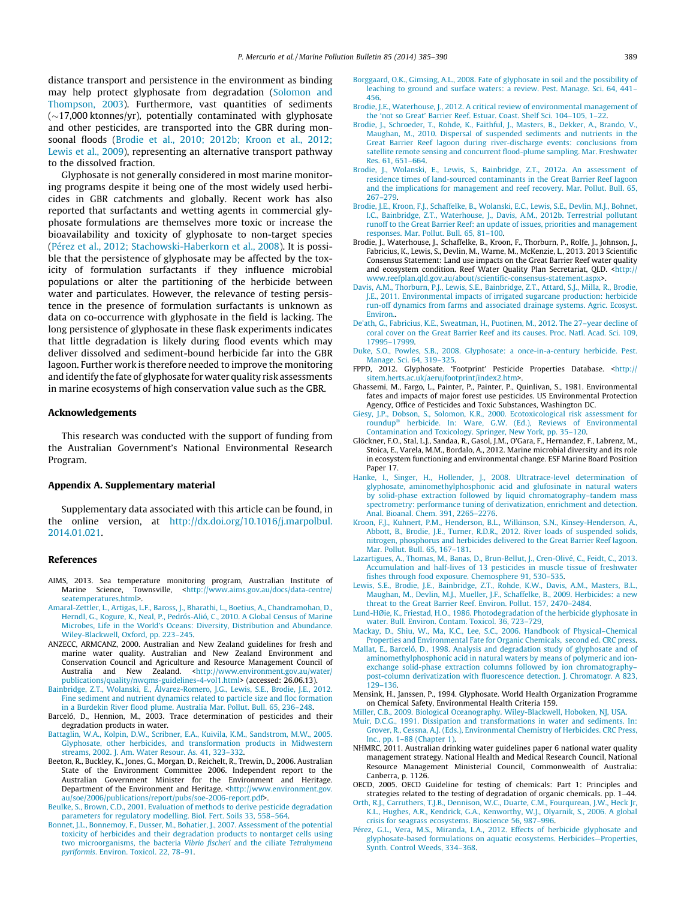distance transport and persistence in the environment as binding may help protect glyphosate from degradation (Solomon and Thompson, 2003). Furthermore, vast quantities of sediments (~17,000 ktonnes/yr), potentially contaminated with glyphosate and other pesticides, are transported into the GBR during monsoonal floods (Brodie et al., 2010; 2012b; Kroon et al., 2012; Lewis et al., 2009), representing an alternative transport pathway to the dissolved fraction.

Glyphosate is not generally considered in most marine monitoring programs despite it being one of the most widely used herbicides in GBR catchments and globally. Recent work has also reported that surfactants and wetting agents in commercial glyphosate formulations are themselves more toxic or increase the bioavailability and toxicity of glyphosate to non-target species (Pérez et al., 2012; Stachowski-Haberkorn et al., 2008). It is possible that the persistence of glyphosate may be affected by the toxicity of formulation surfactants if they influence microbial populations or alter the partitioning of the herbicide between water and particulates. However, the relevance of testing persistence in the presence of formulation surfactants is unknown as data on co-occurrence with glyphosate in the field is lacking. The long persistence of glyphosate in these flask experiments indicates that little degradation is likely during flood events which may deliver dissolved and sediment-bound herbicide far into the GBR lagoon. Further work is therefore needed to improve the monitoring and identify the fate of glyphosate for water quality risk assessments in marine ecosystems of high conservation value such as the GBR.

## Acknowledgements

This research was conducted with the support of funding from the Australian Government's National Environmental Research Program.

## Appendix A. Supplementary material

Supplementary data associated with this article can be found, in the online version, at http://dx.doi.org/10.1016/j.marpolbul.2014.01.021.

## References

AIMS, 2013. Sea temperature monitoring program, Australian Institute of Marine Science, Townsville, <http://www.aims.gov.au/docs/data-centre/seatemperatures.html>.

Amaral-Zettler, L., Artigas, L.F., Baross, J., Bharathi, L., Boetius, A., Chandramohan, D., Herndl, G., Kogure, K., Neal, P., Pedrós-Alió, C., 2010. A Global Census of Marine Microbes. Life in the World's Oceans: Diversity, Distribution and Abundance. Wiley-Blackwell, Oxford, pp. 223–245.

ANZECC, ARMCANZ, 2000. Australian and New Zealand guidelines for fresh and marine water quality. Australian and New Zealand Environment and Conservation Council and Agriculture and Resource Management Council of Australia and New Zealand. <http://www.environment.gov.au/water/publications/quality/nwqms-guidelines-4-vol1.html> (accessed: 26.06.13).

Bainbridge, Z.T., Wolanski, E., Álvarez-Romero, J.G., Lewis, S.E., Brodie, J.E., 2012. Fine sediment and nutrient dynamics related to particle size and floc formation in a Burdekin River flood plume. Australia Mar. Pollut. Bull. 65, 236–248.

Barceló, D., Hennion, M., 2003. Trace determination of pesticides and their degradation products in water.

Battaglin, W.A., Kolpin, D.W., Scribner, E.A., Kuivila, K.M., Sandstrom, M.W., 2005. Glyphosate, other herbicides, and transformation products in Midwestern streams, 2002. J. Am. Water Resour. As. 41, 323–332.

Beeton, R., Buckley, K., Jones, G., Morgan, D., Reichelt, R., Trewin, D., 2006. Australian State of the Environment Committee 2006. Independent report to the Australian Government Minister for the Environment and Heritage. Department of the Environment and Heritage. <http://www.environment.gov.au/soe/2006/publications/report/pubs/soe-2006-report.pdf>.

Beulke, S., Brown, C.D., 2001. Evaluation of methods to derive pesticide degradation parameters for regulatory modelling. Biol. Fert. Soils 33, 558–564.

Bonnet, J.L., Bonnemoy, F., Dusser, M., Bohatier, J., 2007. Assessment of the potential toxicity of herbicides and their degradation products to nontarget cells using two microorganisms, the bacteria *Vibrio fischeri* and the ciliate *Tetrahymena pyriformis*. Environ. Toxicol. 22, 78–91.

Borggaard, O.K., Gimsing, A.L., 2008. Fate of glyphosate in soil and the possibility of leaching to ground and surface waters: a review. Pest. Manage. Sci. 64, 441–456.

Brodie, J.E., Waterhouse, J., 2012. A critical review of environmental management of the 'not so Great' Barrier Reef. Estuar. Coast. Shelf Sci. 104–105, 1–22.

Brodie, J., Schroeder, T., Rohde, K., Faithful, J., Masters, B., Dekker, A., Brando, V., Maughan, M., 2010. Dispersal of suspended sediments and nutrients in the Great Barrier Reef lagoon during river-discharge events: conclusions from satellite remote sensing and concurrent flood-plume sampling. Mar. Freshwater Res. 61, 651–664.

Brodie, J., Wolanski, E., Lewis, S., Bainbridge, Z.T., 2012a. An assessment of residence times of land-sourced contaminants in the Great Barrier Reef lagoon and the implications for management and reef recovery. Mar. Pollut. Bull. 65, 267–279.

Brodie, J.E., Kroon, F.J., Schaffelke, B., Wolanski, E.C., Lewis, S.E., Devlin, M.J., Bohnet, I.C., Bainbridge, Z.T., Waterhouse, J., Davis, A.M., 2012b. Terrestrial pollutant runoff to the Great Barrier Reef: an update of issues, priorities and management responses. Mar. Pollut. Bull. 65, 81–100.

Brodie, J., Waterhouse, J., Schaffelke, B., Kroon, F., Thorburn, P., Rolfe, J., Johnson, J., Fabricius, K., Lewis, S., Devlin, M., Warne, M., McKenzie, L., 2013. 2013 Scientific Consensus Statement: Land use impacts on the Great Barrier Reef water quality and ecosystem condition. Reef Water Quality Plan Secretariat, QLD. <http://www.reefplan.qld.gov.au/about/scientific-consensus-statement.aspx>.

Davis, A.M., Thorburn, P.J., Lewis, S.E., Bainbridge, Z.T., Attard, S.J., Milla, R., Brodie, J.E., 2011. Environmental impacts of irrigated sugarcane production: herbicide run-off dynamics from farms and associated drainage systems. Agric. Ecosyst. Environ..

De'ath, G., Fabricius, K.E., Sweatman, H., Puotinen, M., 2012. The 27–year decline of coral cover on the Great Barrier Reef and its causes. Proc. Natl. Acad. Sci. 109, 17995–17999.

Duke, S.O., Powles, S.B., 2008. Glyphosate: a once-in-a-century herbicide. Pest. Manage. Sci. 64, 319–325.

FPPD, 2012. Glyphosate. 'Footprint' Pesticide Properties Database. <http://sitem.herts.ac.uk/aeru/footprint/index2.htm>.

Ghassemi, M., Fargo, L., Painter, P., Painter, P., Quinlivan, S., 1981. Environmental fates and impacts of major forest use pesticides. US Environmental Protection Agency, Office of Pesticides and Toxic Substances, Washington DC.

Giesy, J.P., Dobson, S., Solomon, K.R., 2000. Ecotoxicological risk assessment for roundup® herbicide. In: Ware, G.W. (Ed.), Reviews of Environmental Contamination and Toxicology. Springer, New York, pp. 35–120.

Glöckner, F.O., Stal, L.J., Sandaa, R., Gasol, J.M., O'Gara, F., Hernandez, F., Labrenz, M., Stoica, E., Varela, M.M., Bordalo, A., 2012. Marine microbial diversity and its role in ecosystem functioning and environmental change. ESF Marine Board Position Paper 17.

Hanke, I., Singer, H., Hollender, J., 2008. Ultratrace-level determination of glyphosate, aminomethylphosphonic acid and glufosinate in natural waters by solid-phase extraction followed by liquid chromatography–tandem mass spectrometry: performance tuning of derivatization, enrichment and detection. Anal. Bioanal. Chem. 391, 2265–2276.

Kroon, F.J., Kuhnert, P.M., Henderson, B.L., Wilkinson, S.N., Kinsey-Henderson, A., Abbott, B., Brodie, J.E., Turner, R.D.R., 2012. River loads of suspended solids, nitrogen, phosphorus and herbicides delivered to the Great Barrier Reef lagoon. Mar. Pollut. Bull. 65, 167–181.

Lazartigues, A., Thomas, M., Banas, D., Brun-Bellut, J., Cren-Olivé, C., Feidt, C., 2013. Accumulation and half-lives of 13 pesticides in muscle tissue of freshwater fishes through food exposure. Chemosphere 91, 530–535.

Lewis, S.E., Brodie, J.E., Bainbridge, Z.T., Rohde, K.W., Davis, A.M., Masters, B.L., Maughan, M., Devlin, M.J., Mueller, J.F., Schaffelke, B., 2009. Herbicides: a new threat to the Great Barrier Reef. Environ. Pollut. 157, 2470–2484.

Lund-HØie, K., Friestad, H.O., 1986. Photodegradation of the herbicide glyphosate in water. Bull. Environ. Contam. Toxicol. 36, 723–729.

Mackay, D., Shiu, W., Ma, K.C., Lee, S.C., 2006. Handbook of Physical–Chemical Properties and Environmental Fate for Organic Chemicals, second ed. CRC press.

Mallat, E., Barceló, D., 1998. Analysis and degradation study of glyphosate and of aminomethylphosphonic acid in natural waters by means of polymeric and ion-exchange solid-phase extraction columns followed by ion chromatography–post-column derivatization with fluorescence detection. J. Chromatogr. A 823, 129–136.

Mensink, H., Janssen, P., 1994. Glyphosate. World Health Organization Programme on Chemical Safety, Environmental Health Criteria 159.

Miller, C.B., 2009. Biological Oceanography. Wiley-Blackwell, Hoboken, NJ, USA.

Muir, D.C.G., 1991. Dissipation and transformations in water and sediments. In: Grover, R., Cessna, A.J. (Eds.), Environmental Chemistry of Herbicides. CRC Press, Inc., pp. 1–88 (Chapter 1).

NHMRC, 2011. Australian drinking water guidelines paper 6 national water quality management strategy. National Health and Medical Research Council, National Resource Management Ministerial Council, Commonwealth of Australia: Canberra, p. 1126.

OECD, 2005. OECD Guideline for testing of chemicals: Part 1: Principles and strategies related to the testing of degradation of organic chemicals. pp. 1–44.

Orth, R.J., Carruthers, T.J.B., Dennison, W.C., Duarte, C.M., Fourqurean, J.W., Heck Jr, K.L., Hughes, A.R., Kendrick, G.A., Kenworthy, W.J., Olyarnik, S., 2006. A global crisis for seagrass ecosystems. Bioscience 56, 987–996.

Pérez, G.L., Vera, M.S., Miranda, L.A., 2012. Effects of herbicide glyphosate and glyphosate-based formulations on aquatic ecosystems. Herbicides—Properties, Synth. Control Weeds, 334–368.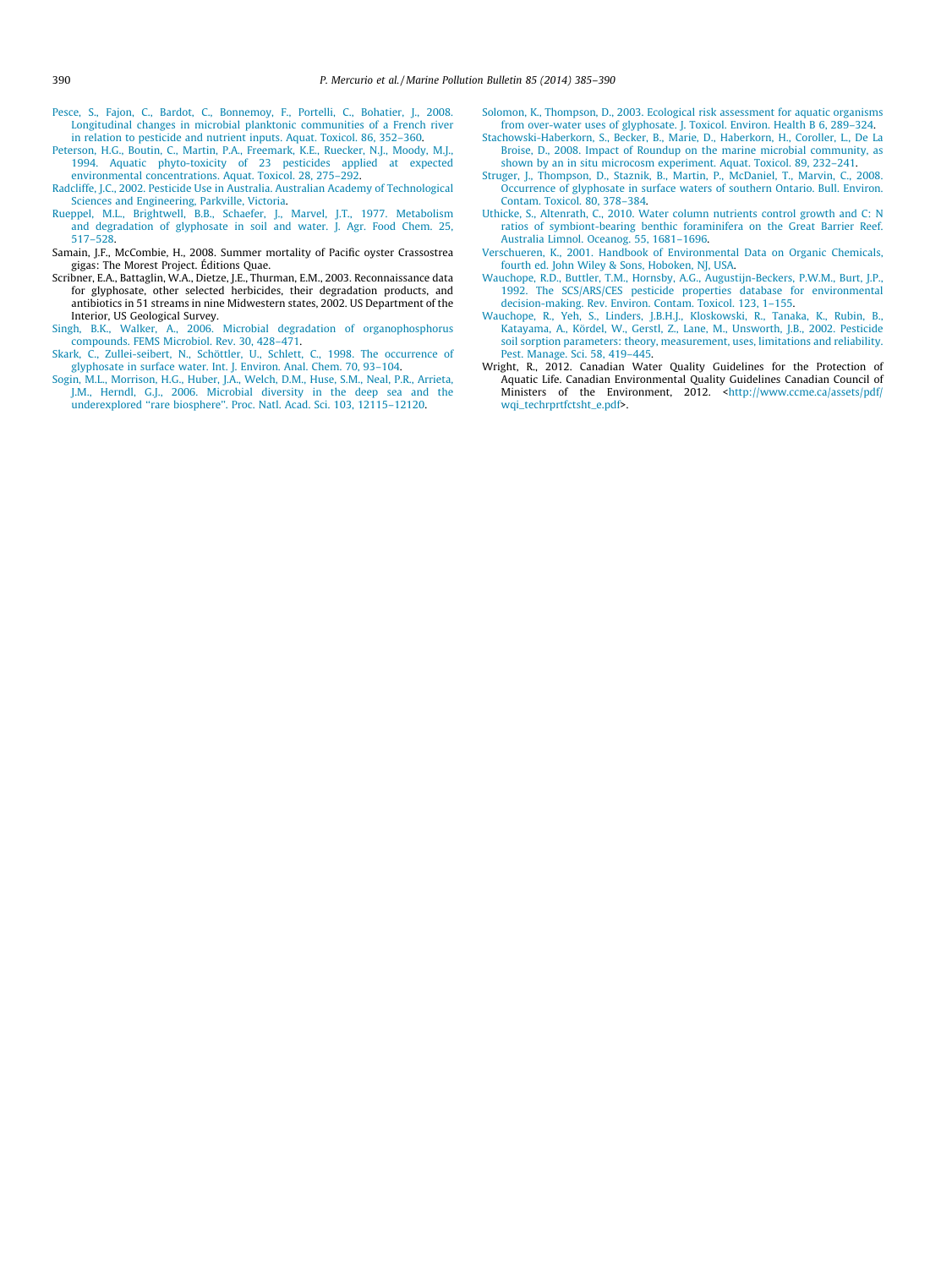Pesce, S., Fajon, C., Bardot, C., Bonnemoy, F., Portelli, C., Bohatier, J., 2008. Longitudinal changes in microbial planktonic communities of a French river in relation to pesticide and nutrient inputs. Aquat. Toxicol. 86, 352–360.

Peterson, H.G., Boutin, C., Martin, P.A., Freemark, K.E., Ruecker, N.J., Moody, M.J., 1994. Aquatic phyto-toxicity of 23 pesticides applied at expected environmental concentrations. Aquat. Toxicol. 28, 275–292.

Radcliffe, J.C., 2002. Pesticide Use in Australia. Australian Academy of Technological Sciences and Engineering, Parkville, Victoria.

Rueppel, M.L., Brightwell, B.B., Schaefer, J., Marvel, J.T., 1977. Metabolism and degradation of glyphosate in soil and water. J. Agr. Food Chem. 25, 517–528.

Samain, J.F., McCombie, H., 2008. Summer mortality of Pacific oyster Crassostrea gigas: The Morest Project. Éditions Quae.

Scribner, E.A., Battaglin, W.A., Dietze, J.E., Thurman, E.M., 2003. Reconnaissance data for glyphosate, other selected herbicides, their degradation products, and antibiotics in 51 streams in nine Midwestern states, 2002. US Department of the Interior, US Geological Survey.

Singh, B.K., Walker, A., 2006. Microbial degradation of organophosphorus compounds. FEMS Microbiol. Rev. 30, 428–471.

Skark, C., Zullei-seibert, N., Schöttler, U., Schlett, C., 1998. The occurrence of glyphosate in surface water. Int. J. Environ. Anal. Chem. 70, 93–104.

Sogin, M.L., Morrison, H.G., Huber, J.A., Welch, D.M., Huse, S.M., Neal, P.R., Arrieta, J.M., Herndl, G.J., 2006. Microbial diversity in the deep sea and the underexplored "rare biosphere". Proc. Natl. Acad. Sci. 103, 12115–12120.

Solomon, K., Thompson, D., 2003. Ecological risk assessment for aquatic organisms from over-water uses of glyphosate. J. Toxicol. Environ. Health B 6, 289–324.

Stachowski-Haberkorn, S., Becker, B., Marie, D., Haberkorn, H., Coroller, L., De La Broise, D., 2008. Impact of Roundup on the marine microbial community, as shown by an in situ microcosm experiment. Aquat. Toxicol. 89, 232–241.

Struger, J., Thompson, D., Staznik, B., Martin, P., McDaniel, T., Marvin, C., 2008. Occurrence of glyphosate in surface waters of southern Ontario. Bull. Environ. Contam. Toxicol. 80, 378–384.

Uthicke, S., Altenrath, C., 2010. Water column nutrients control growth and C: N ratios of symbiont-bearing benthic foraminifera on the Great Barrier Reef. Australia Limnol. Oceanog. 55, 1681–1696.

Verschueren, K., 2001. Handbook of Environmental Data on Organic Chemicals, fourth ed. John Wiley & Sons, Hoboken, NJ, USA.

Wauchope, R.D., Buttler, T.M., Hornsby, A.G., Augustijn-Beckers, P.W.M., Burt, J.P., 1992. The SCS/ARS/CES pesticide properties database for environmental decision-making. Rev. Environ. Contam. Toxicol. 123, 1–155.

Wauchope, R., Yeh, S., Linders, J.B.H.J., Kloskowski, R., Tanaka, K., Rubin, B., Katayama, A., Kördel, W., Gerstl, Z., Lane, M., Unsworth, J.B., 2002. Pesticide soil sorption parameters: theory, measurement, uses, limitations and reliability. Pest. Manage. Sci. 58, 419–445.

Wright, R., 2012. Canadian Water Quality Guidelines for the Protection of Aquatic Life. Canadian Environmental Quality Guidelines Canadian Council of Ministers of the Environment, 2012. <http://www.ccme.ca/assets/pdf/wqi_techrprtfctsht_e.pdf>.